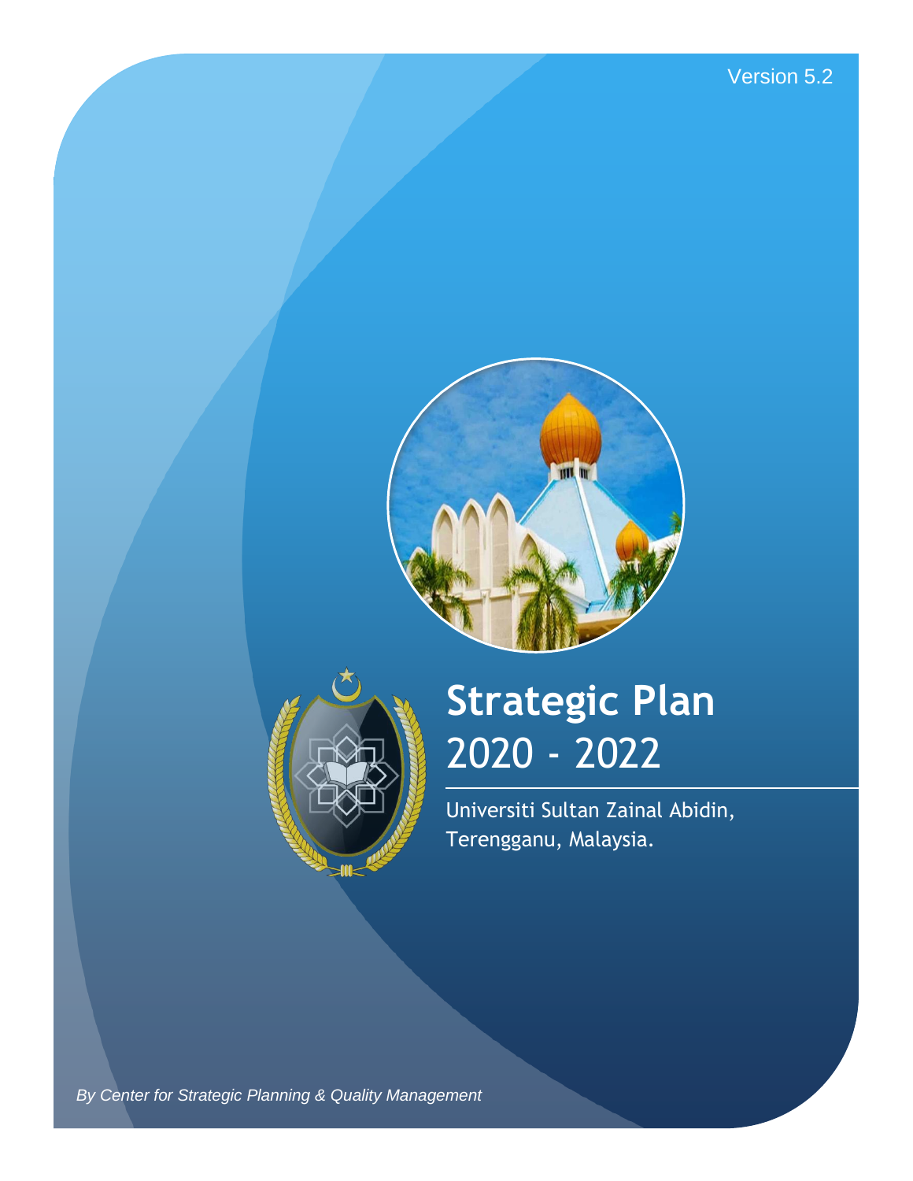Version 5.2

# Strategic Plan 2020 - 2022

Universiti Sultan Zainal Abidin, Terengganu, Malaysia.

*By Center for Strategic Planning & Quality Management*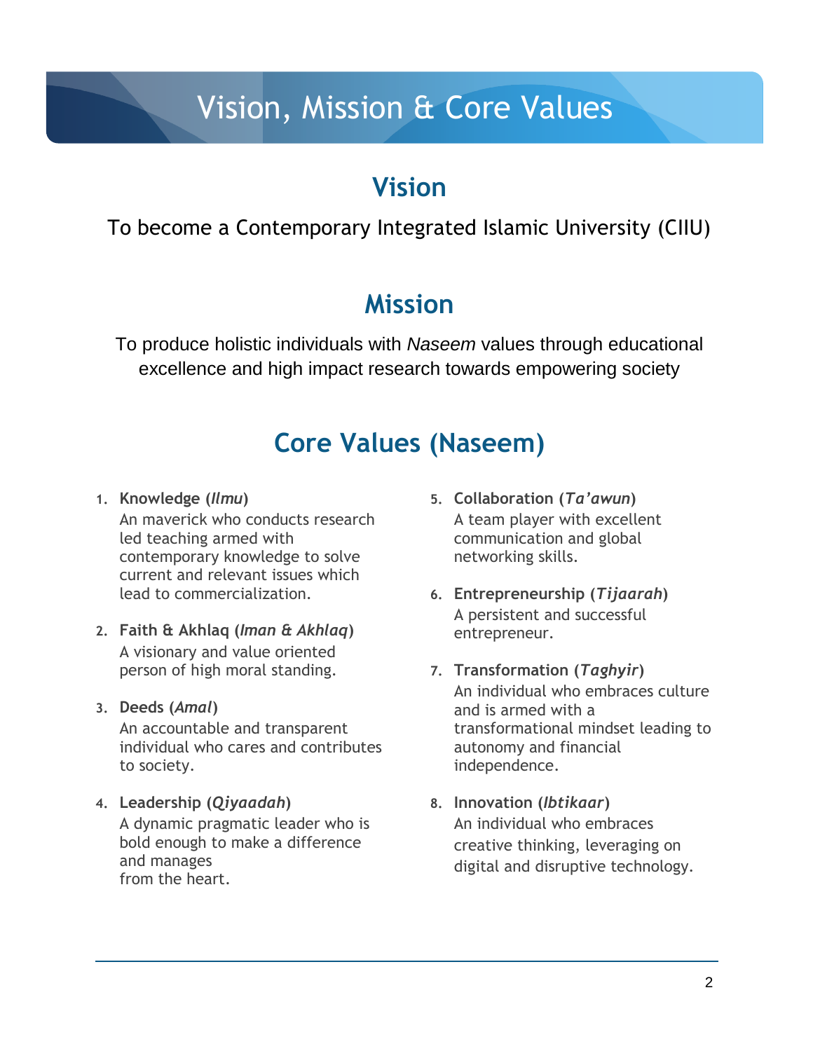# Vision, Mission & Core Values

## Vision

To become a Contemporary Integrated Islamic University (CIIU)

## Mission

To produce holistic individuals with *Naseem* values through educational excellence and high impact research towards empowering society

## Core Values (Naseem)

1. **Knowledge (*Ilmu*)**
   An maverick who conducts research led teaching armed with contemporary knowledge to solve current and relevant issues which lead to commercialization.

2. **Faith & Akhlaq (*Iman & Akhlaq*)**
   A visionary and value oriented person of high moral standing.

3. **Deeds (*Amal*)**
   An accountable and transparent individual who cares and contributes to society.

4. **Leadership (*Qiyaadah*)**
   A dynamic pragmatic leader who is bold enough to make a difference and manages from the heart.

5. **Collaboration (*Ta'awun*)**
   A team player with excellent communication and global networking skills.

6. **Entrepreneurship (*Tijaarah*)**
   A persistent and successful entrepreneur.

7. **Transformation (*Taghyir*)**
   An individual who embraces culture and is armed with a transformational mindset leading to autonomy and financial independence.

8. **Innovation (*Ibtikaar*)**
   An individual who embraces creative thinking, leveraging on digital and disruptive technology.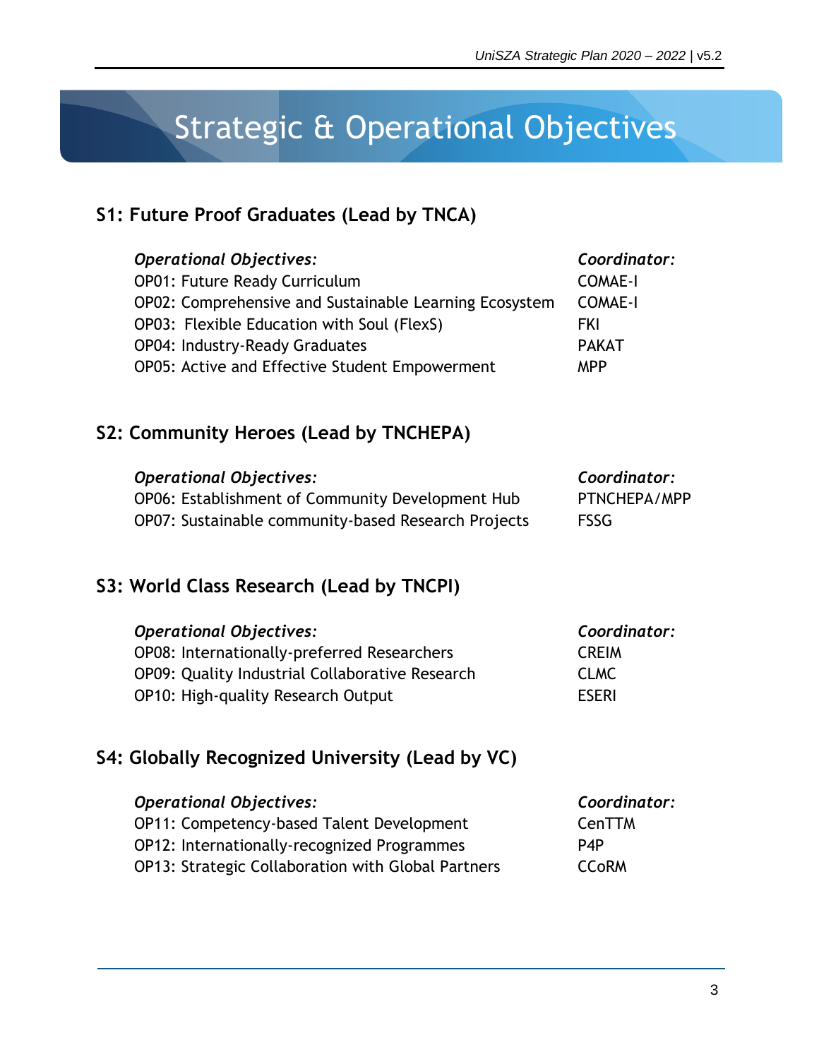# Strategic & Operational Objectives

## S1: Future Proof Graduates (Lead by TNCA)

| *Operational Objectives:* | *Coordinator:* |
|---|---|
| OP01: Future Ready Curriculum | COMAE-I |
| OP02: Comprehensive and Sustainable Learning Ecosystem | COMAE-I |
| OP03: Flexible Education with Soul (FlexS) | FKI |
| OP04: Industry-Ready Graduates | PAKAT |
| OP05: Active and Effective Student Empowerment | MPP |

## S2: Community Heroes (Lead by TNCHEPA)

| *Operational Objectives:* | *Coordinator:* |
|---|---|
| OP06: Establishment of Community Development Hub | PTNCHEPA/MPP |
| OP07: Sustainable community-based Research Projects | FSSG |

## S3: World Class Research (Lead by TNCPI)

| *Operational Objectives:* | *Coordinator:* |
|---|---|
| OP08: Internationally-preferred Researchers | CREIM |
| OP09: Quality Industrial Collaborative Research | CLMC |
| OP10: High-quality Research Output | ESERI |

## S4: Globally Recognized University (Lead by VC)

| *Operational Objectives:* | *Coordinator:* |
|---|---|
| OP11: Competency-based Talent Development | CenTTM |
| OP12: Internationally-recognized Programmes | P4P |
| OP13: Strategic Collaboration with Global Partners | CCoRM |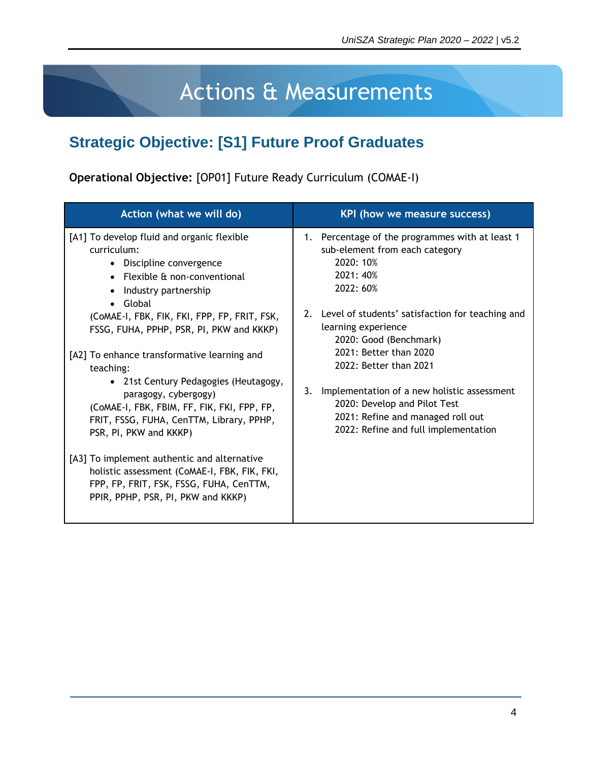# Actions & Measurements

## Strategic Objective: [S1] Future Proof Graduates

**Operational Objective:** [OP01] Future Ready Curriculum (COMAE-I)

| Action (what we will do) | KPI (how we measure success) |
|---|---|
| [A1] To develop fluid and organic flexible curriculum:<br>• Discipline convergence<br>• Flexible & non-conventional<br>• Industry partnership<br>• Global<br>(CoMAE-I, FBK, FIK, FKI, FPP, FP, FRIT, FSK, FSSG, FUHA, PPHP, PSR, PI, PKW and KKKP)<br><br>[A2] To enhance transformative learning and teaching:<br>• 21st Century Pedagogies (Heutagogy, paragogy, cybergogy)<br>(CoMAE-I, FBK, FBIM, FF, FIK, FKI, FPP, FP, FRIT, FSSG, FUHA, CenTTM, Library, PPHP, PSR, PI, PKW and KKKP)<br><br>[A3] To implement authentic and alternative holistic assessment (CoMAE-I, FBK, FIK, FKI, FPP, FP, FRIT, FSK, FSSG, FUHA, CenTTM, PPIR, PPHP, PSR, PI, PKW and KKKP) | 1. Percentage of the programmes with at least 1 sub-element from each category<br>2020: 10%<br>2021: 40%<br>2022: 60%<br><br>2. Level of students' satisfaction for teaching and learning experience<br>2020: Good (Benchmark)<br>2021: Better than 2020<br>2022: Better than 2021<br><br>3. Implementation of a new holistic assessment<br>2020: Develop and Pilot Test<br>2021: Refine and managed roll out<br>2022: Refine and full implementation |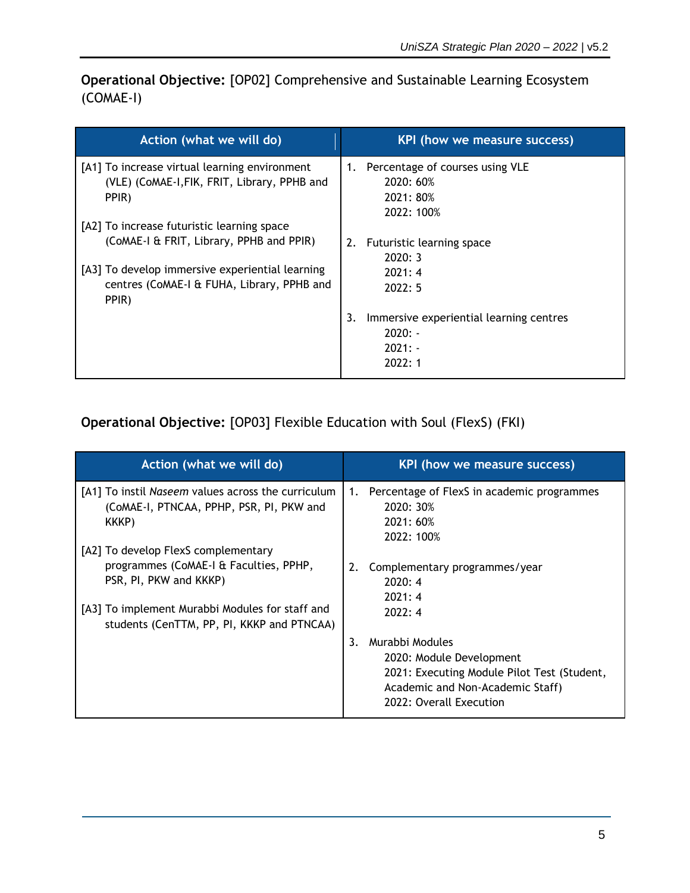**Operational Objective:** [OP02] Comprehensive and Sustainable Learning Ecosystem (COMAE-I)

| Action (what we will do) | KPI (how we measure success) |
|---|---|
| [A1] To increase virtual learning environment (VLE) (CoMAE-I,FIK, FRIT, Library, PPHB and PPIR)<br><br>[A2] To increase futuristic learning space (CoMAE-I & FRIT, Library, PPHB and PPIR)<br><br>[A3] To develop immersive experiential learning centres (CoMAE-I & FUHA, Library, PPHB and PPIR) | 1. Percentage of courses using VLE<br>2020: 60%<br>2021: 80%<br>2022: 100%<br><br>2. Futuristic learning space<br>2020: 3<br>2021: 4<br>2022: 5<br><br>3. Immersive experiential learning centres<br>2020: -<br>2021: -<br>2022: 1 |

**Operational Objective:** [OP03] Flexible Education with Soul (FlexS) (FKI)

| Action (what we will do) | KPI (how we measure success) |
|---|---|
| [A1] To instil *Naseem* values across the curriculum (CoMAE-I, PTNCAA, PPHP, PSR, PI, PKW and KKKP)<br><br>[A2] To develop FlexS complementary programmes (CoMAE-I & Faculties, PPHP, PSR, PI, PKW and KKKP)<br><br>[A3] To implement Murabbi Modules for staff and students (CenTTM, PP, PI, KKKP and PTNCAA) | 1. Percentage of FlexS in academic programmes<br>2020: 30%<br>2021: 60%<br>2022: 100%<br><br>2. Complementary programmes/year<br>2020: 4<br>2021: 4<br>2022: 4<br><br>3. Murabbi Modules<br>2020: Module Development<br>2021: Executing Module Pilot Test (Student, Academic and Non-Academic Staff)<br>2022: Overall Execution |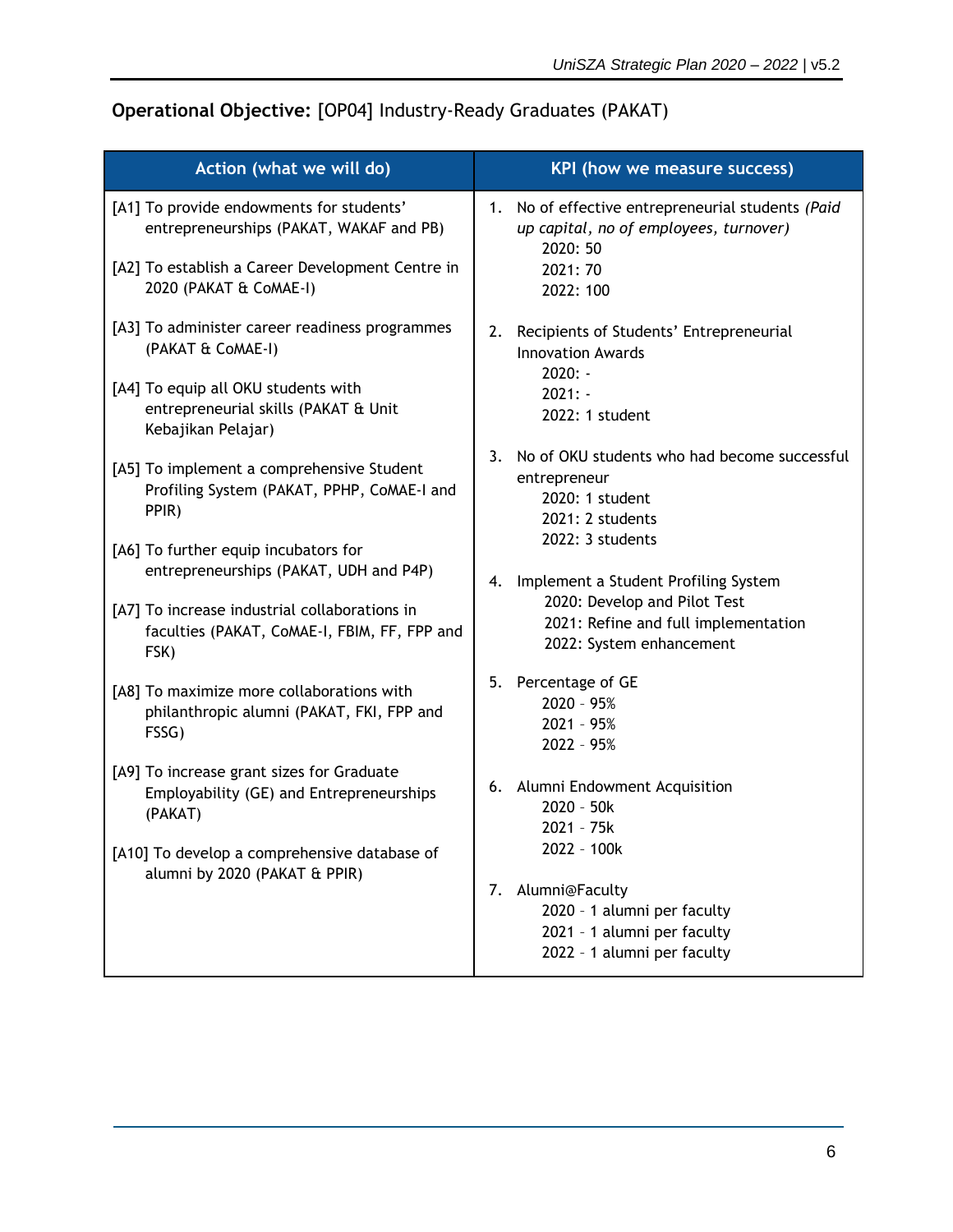**Operational Objective:** [OP04] Industry-Ready Graduates (PAKAT)

| Action (what we will do) | KPI (how we measure success) |
|---|---|
| [A1] To provide endowments for students' entrepreneurships (PAKAT, WAKAF and PB)<br><br>[A2] To establish a Career Development Centre in 2020 (PAKAT & CoMAE-I)<br><br>[A3] To administer career readiness programmes (PAKAT & CoMAE-I)<br><br>[A4] To equip all OKU students with entrepreneurial skills (PAKAT & Unit Kebajikan Pelajar)<br><br>[A5] To implement a comprehensive Student Profiling System (PAKAT, PPHP, CoMAE-I and PPIR)<br><br>[A6] To further equip incubators for entrepreneurships (PAKAT, UDH and P4P)<br><br>[A7] To increase industrial collaborations in faculties (PAKAT, CoMAE-I, FBIM, FF, FPP and FSK)<br><br>[A8] To maximize more collaborations with philanthropic alumni (PAKAT, FKI, FPP and FSSG)<br><br>[A9] To increase grant sizes for Graduate Employability (GE) and Entrepreneurships (PAKAT)<br><br>[A10] To develop a comprehensive database of alumni by 2020 (PAKAT & PPIR) | 1. No of effective entrepreneurial students *(Paid up capital, no of employees, turnover)*<br>2020: 50<br>2021: 70<br>2022: 100<br><br>2. Recipients of Students' Entrepreneurial Innovation Awards<br>2020: -<br>2021: -<br>2022: 1 student<br><br>3. No of OKU students who had become successful entrepreneur<br>2020: 1 student<br>2021: 2 students<br>2022: 3 students<br><br>4. Implement a Student Profiling System<br>2020: Develop and Pilot Test<br>2021: Refine and full implementation<br>2022: System enhancement<br><br>5. Percentage of GE<br>2020 - 95%<br>2021 - 95%<br>2022 - 95%<br><br>6. Alumni Endowment Acquisition<br>2020 - 50k<br>2021 - 75k<br>2022 - 100k<br><br>7. Alumni@Faculty<br>2020 - 1 alumni per faculty<br>2021 - 1 alumni per faculty<br>2022 - 1 alumni per faculty |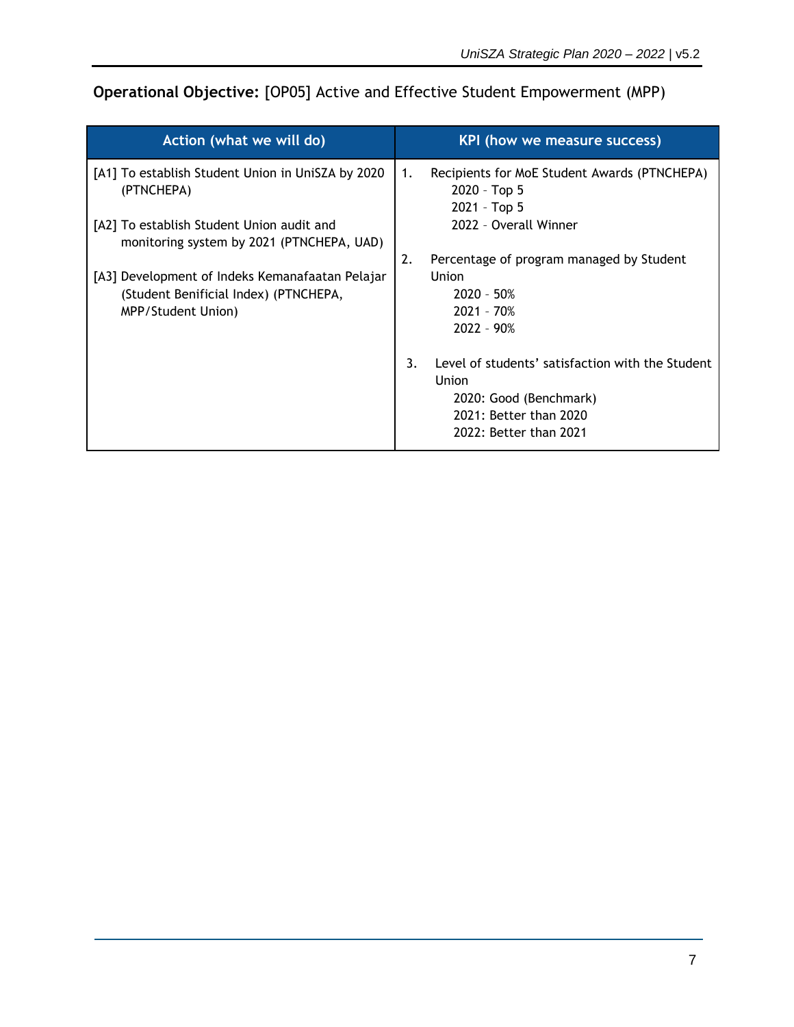**Operational Objective:** [OP05] Active and Effective Student Empowerment (MPP)

| Action (what we will do) | KPI (how we measure success) |
|---|---|
| [A1] To establish Student Union in UniSZA by 2020 (PTNCHEPA)<br><br>[A2] To establish Student Union audit and monitoring system by 2021 (PTNCHEPA, UAD)<br><br>[A3] Development of Indeks Kemanafaatan Pelajar (Student Benificial Index) (PTNCHEPA, MPP/Student Union) | 1. Recipients for MoE Student Awards (PTNCHEPA)<br>2020 - Top 5<br>2021 - Top 5<br>2022 - Overall Winner<br><br>2. Percentage of program managed by Student Union<br>2020 - 50%<br>2021 - 70%<br>2022 - 90%<br><br>3. Level of students' satisfaction with the Student Union<br>2020: Good (Benchmark)<br>2021: Better than 2020<br>2022: Better than 2021 |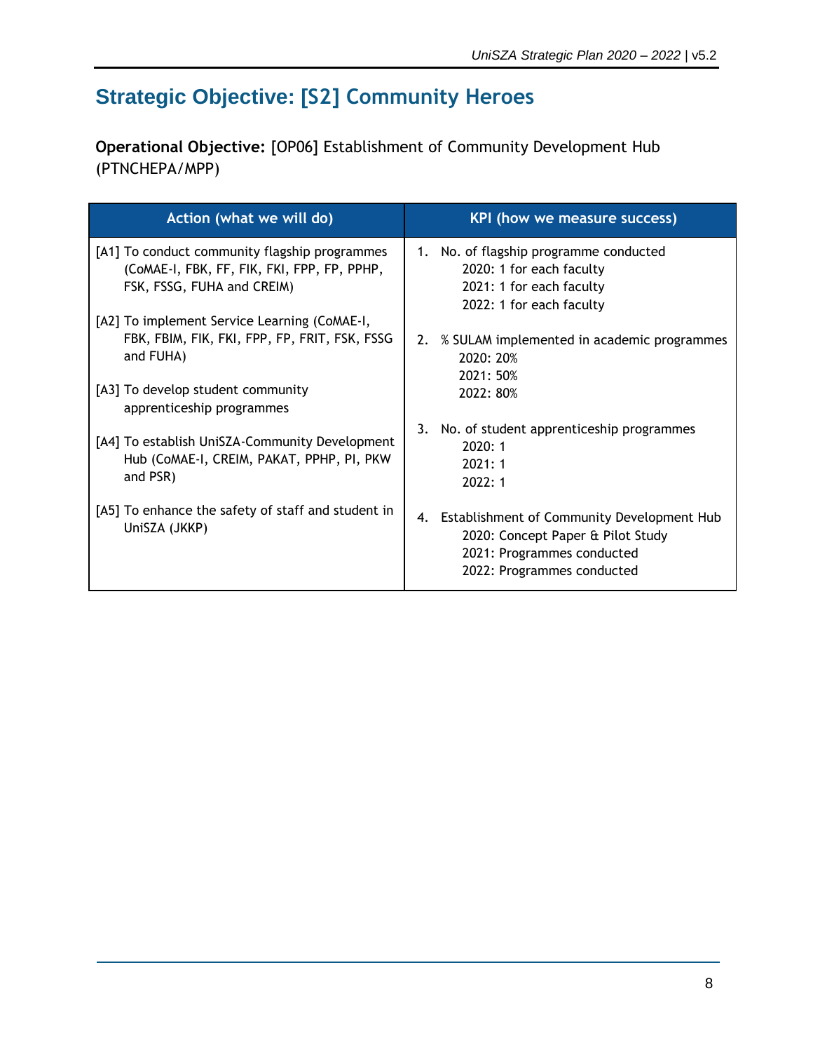## Strategic Objective: [S2] Community Heroes

**Operational Objective:** [OP06] Establishment of Community Development Hub (PTNCHEPA/MPP)

| Action (what we will do) | KPI (how we measure success) |
|---|---|
| [A1] To conduct community flagship programmes (CoMAE-I, FBK, FF, FIK, FKI, FPP, FP, PPHP, FSK, FSSG, FUHA and CREIM)<br><br>[A2] To implement Service Learning (CoMAE-I, FBK, FBIM, FIK, FKI, FPP, FP, FRIT, FSK, FSSG and FUHA)<br><br>[A3] To develop student community apprenticeship programmes<br><br>[A4] To establish UniSZA-Community Development Hub (CoMAE-I, CREIM, PAKAT, PPHP, PI, PKW and PSR)<br><br>[A5] To enhance the safety of staff and student in UniSZA (JKKP) | 1. No. of flagship programme conducted<br>2020: 1 for each faculty<br>2021: 1 for each faculty<br>2022: 1 for each faculty<br><br>2. % SULAM implemented in academic programmes<br>2020: 20%<br>2021: 50%<br>2022: 80%<br><br>3. No. of student apprenticeship programmes<br>2020: 1<br>2021: 1<br>2022: 1<br><br>4. Establishment of Community Development Hub<br>2020: Concept Paper & Pilot Study<br>2021: Programmes conducted<br>2022: Programmes conducted |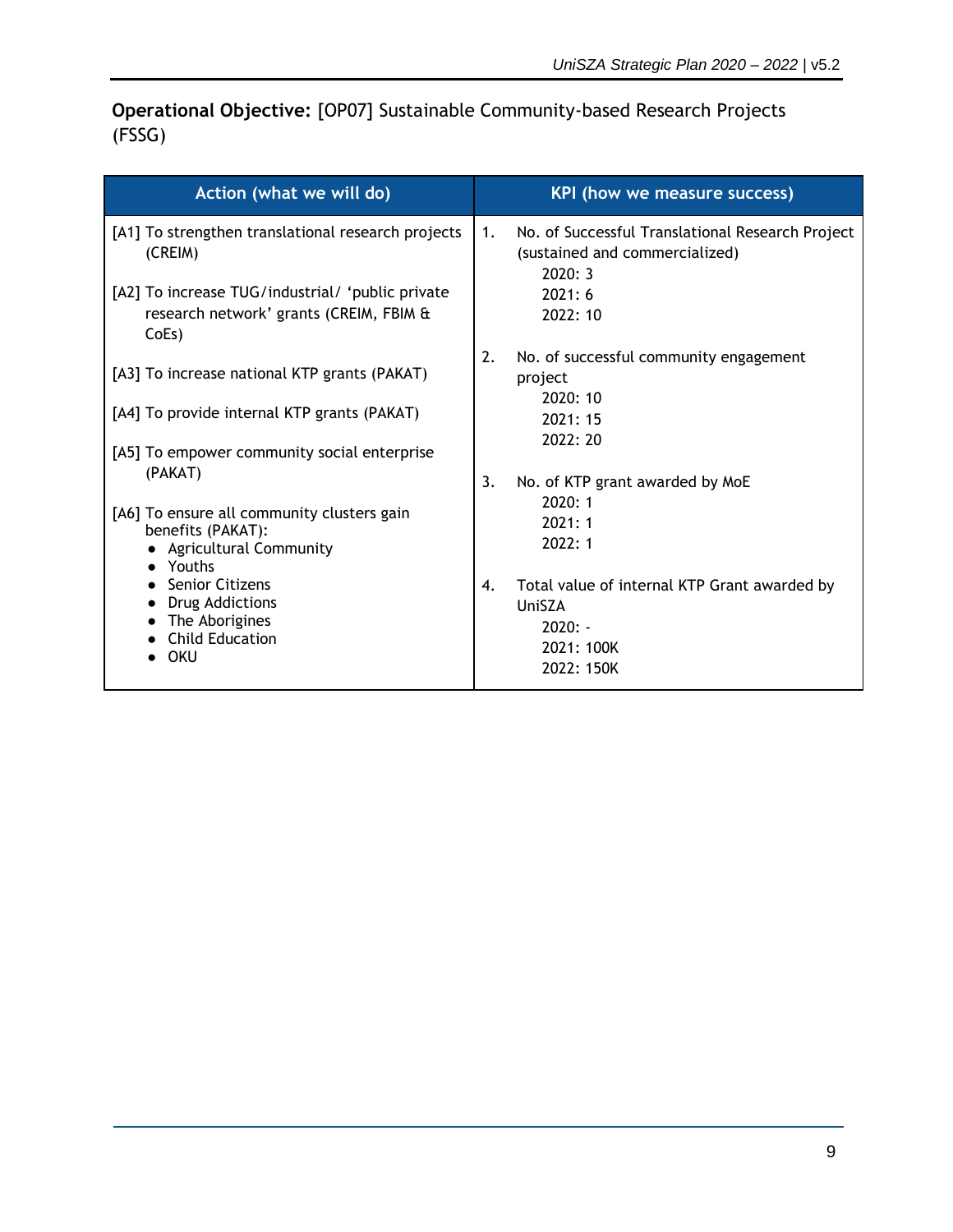**Operational Objective:** [OP07] Sustainable Community-based Research Projects (FSSG)

| Action (what we will do) | KPI (how we measure success) |
|---|---|
| [A1] To strengthen translational research projects (CREIM)<br><br>[A2] To increase TUG/industrial/ 'public private research network' grants (CREIM, FBIM & CoEs)<br><br>[A3] To increase national KTP grants (PAKAT)<br><br>[A4] To provide internal KTP grants (PAKAT)<br><br>[A5] To empower community social enterprise (PAKAT)<br><br>[A6] To ensure all community clusters gain benefits (PAKAT):<br>● Agricultural Community<br>● Youths<br>● Senior Citizens<br>● Drug Addictions<br>● The Aborigines<br>● Child Education<br>● OKU | 1. No. of Successful Translational Research Project (sustained and commercialized)<br>2020: 3<br>2021: 6<br>2022: 10<br><br>2. No. of successful community engagement project<br>2020: 10<br>2021: 15<br>2022: 20<br><br>3. No. of KTP grant awarded by MoE<br>2020: 1<br>2021: 1<br>2022: 1<br><br>4. Total value of internal KTP Grant awarded by UniSZA<br>2020: -<br>2021: 100K<br>2022: 150K |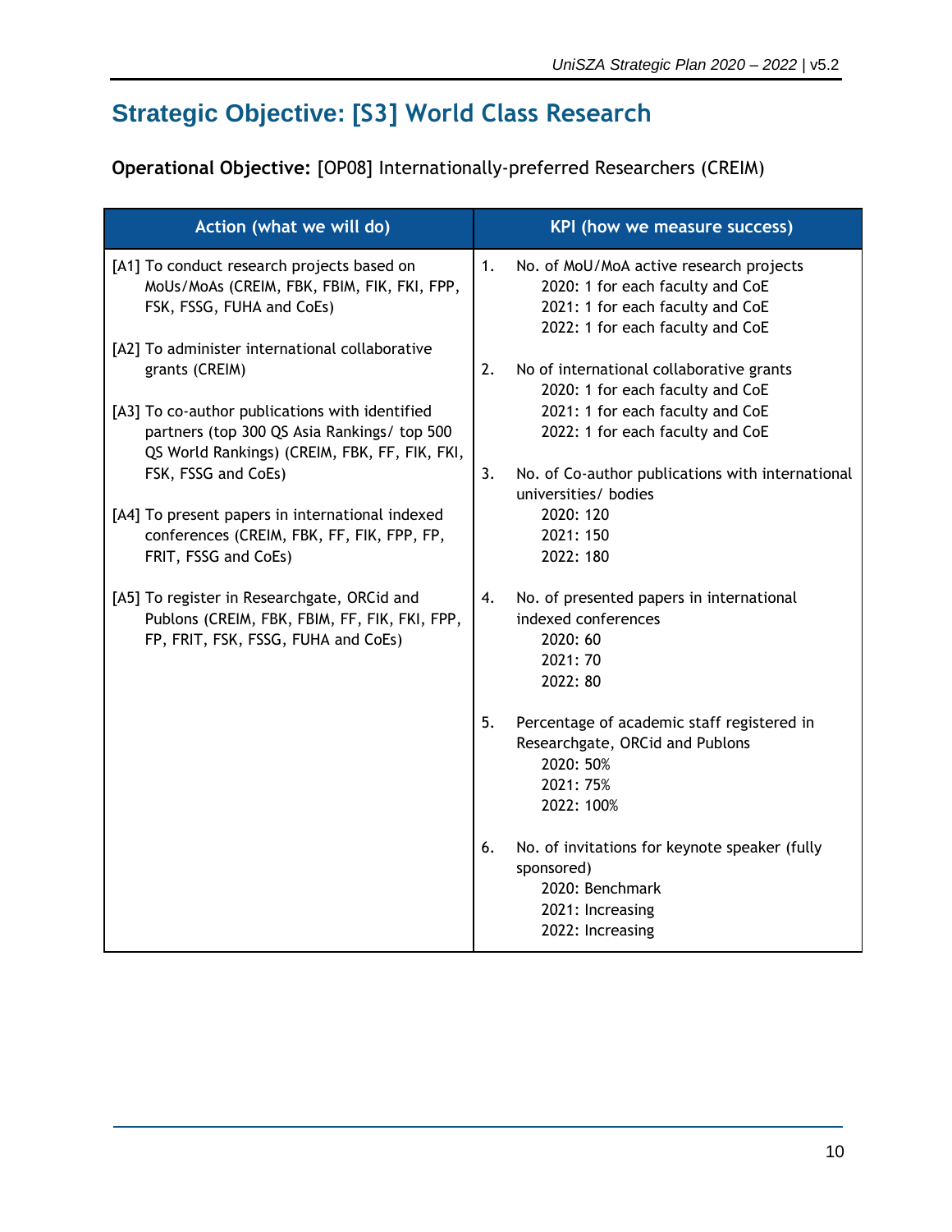## Strategic Objective: [S3] World Class Research

**Operational Objective:** [OP08] Internationally-preferred Researchers (CREIM)

| Action (what we will do) | KPI (how we measure success) |
|---|---|
| [A1] To conduct research projects based on MoUs/MoAs (CREIM, FBK, FBIM, FIK, FKI, FPP, FSK, FSSG, FUHA and CoEs) | 1. No. of MoU/MoA active research projects<br>2020: 1 for each faculty and CoE<br>2021: 1 for each faculty and CoE<br>2022: 1 for each faculty and CoE |
| [A2] To administer international collaborative grants (CREIM) | 2. No of international collaborative grants<br>2020: 1 for each faculty and CoE<br>2021: 1 for each faculty and CoE<br>2022: 1 for each faculty and CoE |
| [A3] To co-author publications with identified partners (top 300 QS Asia Rankings/ top 500 QS World Rankings) (CREIM, FBK, FF, FIK, FKI, FSK, FSSG and CoEs) | 3. No. of Co-author publications with international universities/ bodies<br>2020: 120<br>2021: 150<br>2022: 180 |
| [A4] To present papers in international indexed conferences (CREIM, FBK, FF, FIK, FPP, FP, FRIT, FSSG and CoEs) | 4. No. of presented papers in international indexed conferences<br>2020: 60<br>2021: 70<br>2022: 80 |
| [A5] To register in Researchgate, ORCid and Publons (CREIM, FBK, FBIM, FF, FIK, FKI, FPP, FP, FRIT, FSK, FSSG, FUHA and CoEs) | 5. Percentage of academic staff registered in Researchgate, ORCid and Publons<br>2020: 50%<br>2021: 75%<br>2022: 100% |
| | 6. No. of invitations for keynote speaker (fully sponsored)<br>2020: Benchmark<br>2021: Increasing<br>2022: Increasing |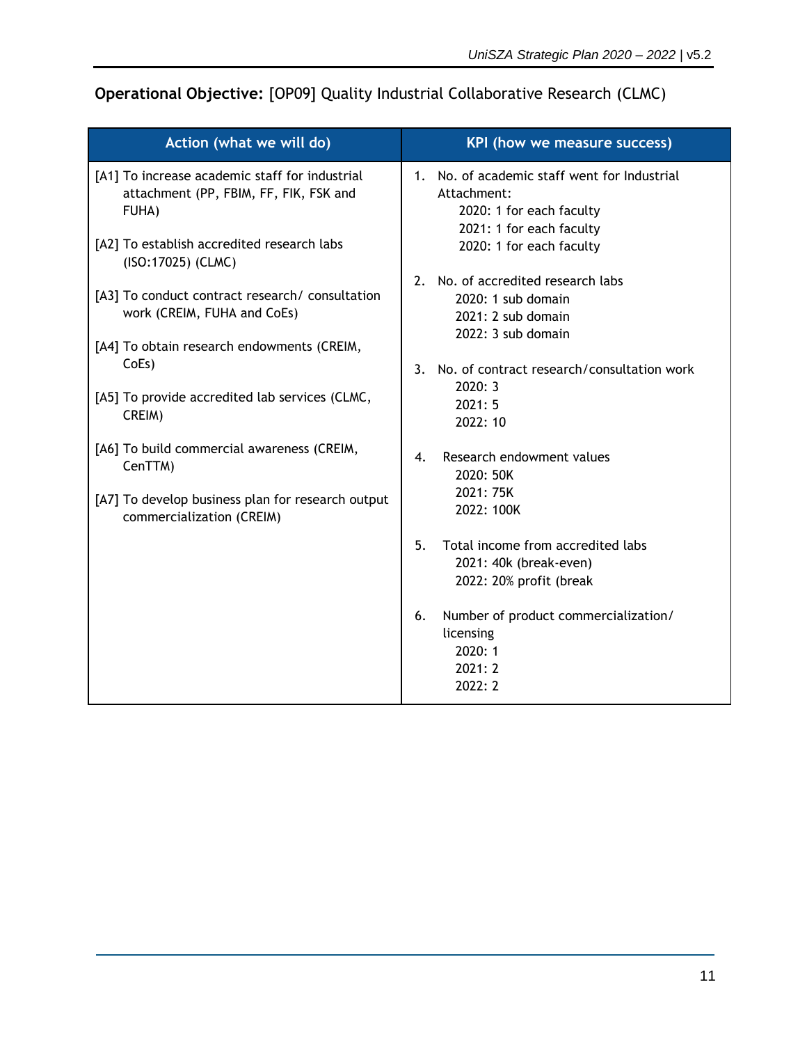**Operational Objective:** [OP09] Quality Industrial Collaborative Research (CLMC)

| Action (what we will do) | KPI (how we measure success) |
|---|---|
| [A1] To increase academic staff for industrial attachment (PP, FBIM, FF, FIK, FSK and FUHA)<br><br>[A2] To establish accredited research labs (ISO:17025) (CLMC)<br><br>[A3] To conduct contract research/ consultation work (CREIM, FUHA and CoEs)<br><br>[A4] To obtain research endowments (CREIM, CoEs)<br><br>[A5] To provide accredited lab services (CLMC, CREIM)<br><br>[A6] To build commercial awareness (CREIM, CenTTM)<br><br>[A7] To develop business plan for research output commercialization (CREIM) | 1. No. of academic staff went for Industrial Attachment:<br>2020: 1 for each faculty<br>2021: 1 for each faculty<br>2020: 1 for each faculty<br><br>2. No. of accredited research labs<br>2020: 1 sub domain<br>2021: 2 sub domain<br>2022: 3 sub domain<br><br>3. No. of contract research/consultation work<br>2020: 3<br>2021: 5<br>2022: 10<br><br>4. Research endowment values<br>2020: 50K<br>2021: 75K<br>2022: 100K<br><br>5. Total income from accredited labs<br>2021: 40k (break-even)<br>2022: 20% profit (break<br><br>6. Number of product commercialization/ licensing<br>2020: 1<br>2021: 2<br>2022: 2 |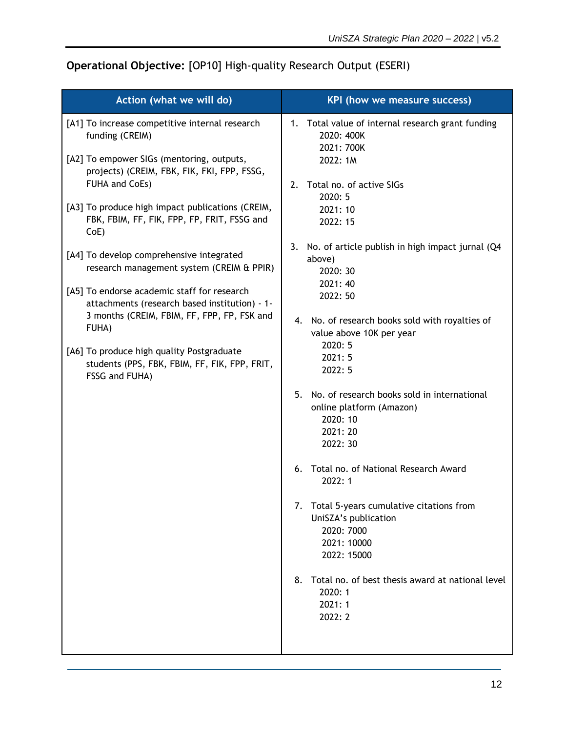**Operational Objective:** [OP10] High-quality Research Output (ESERI)

| Action (what we will do) | KPI (how we measure success) |
|---|---|
| [A1] To increase competitive internal research funding (CREIM)<br><br>[A2] To empower SIGs (mentoring, outputs, projects) (CREIM, FBK, FIK, FKI, FPP, FSSG, FUHA and CoEs)<br><br>[A3] To produce high impact publications (CREIM, FBK, FBIM, FF, FIK, FPP, FP, FRIT, FSSG and CoE)<br><br>[A4] To develop comprehensive integrated research management system (CREIM & PPIR)<br><br>[A5] To endorse academic staff for research attachments (research based institution) - 1-3 months (CREIM, FBIM, FF, FPP, FP, FSK and FUHA)<br><br>[A6] To produce high quality Postgraduate students (PPS, FBK, FBIM, FF, FIK, FPP, FRIT, FSSG and FUHA) | 1. Total value of internal research grant funding<br>2020: 400K<br>2021: 700K<br>2022: 1M<br><br>2. Total no. of active SIGs<br>2020: 5<br>2021: 10<br>2022: 15<br><br>3. No. of article publish in high impact jurnal (Q4 above)<br>2020: 30<br>2021: 40<br>2022: 50<br><br>4. No. of research books sold with royalties of value above 10K per year<br>2020: 5<br>2021: 5<br>2022: 5<br><br>5. No. of research books sold in international online platform (Amazon)<br>2020: 10<br>2021: 20<br>2022: 30<br><br>6. Total no. of National Research Award<br>2022: 1<br><br>7. Total 5-years cumulative citations from UniSZA's publication<br>2020: 7000<br>2021: 10000<br>2022: 15000<br><br>8. Total no. of best thesis award at national level<br>2020: 1<br>2021: 1<br>2022: 2 |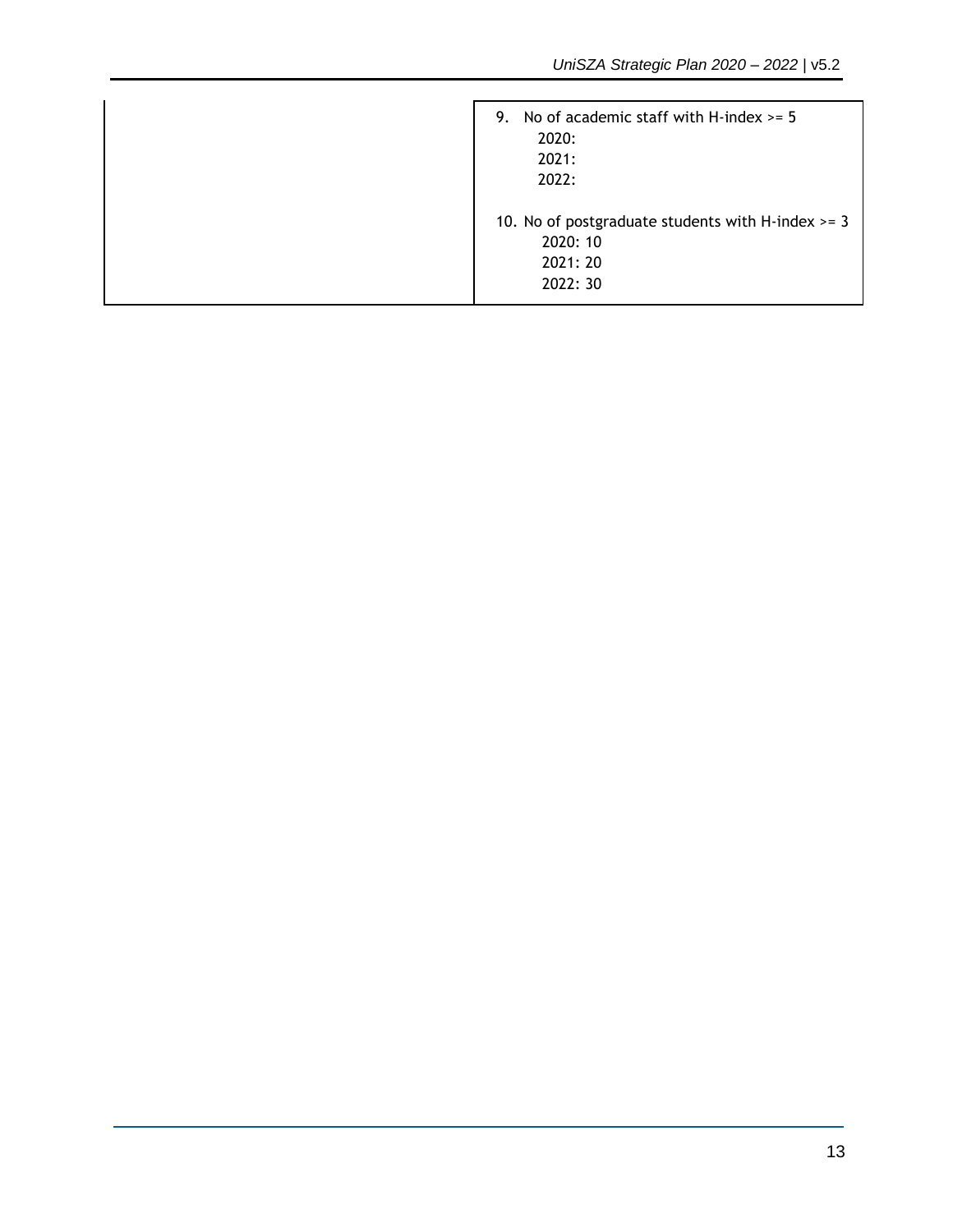| | |
|---|---|
| | 9. No of academic staff with H-index >= 5<br>2020:<br>2021:<br>2022:<br><br>10. No of postgraduate students with H-index >= 3<br>2020: 10<br>2021: 20<br>2022: 30 |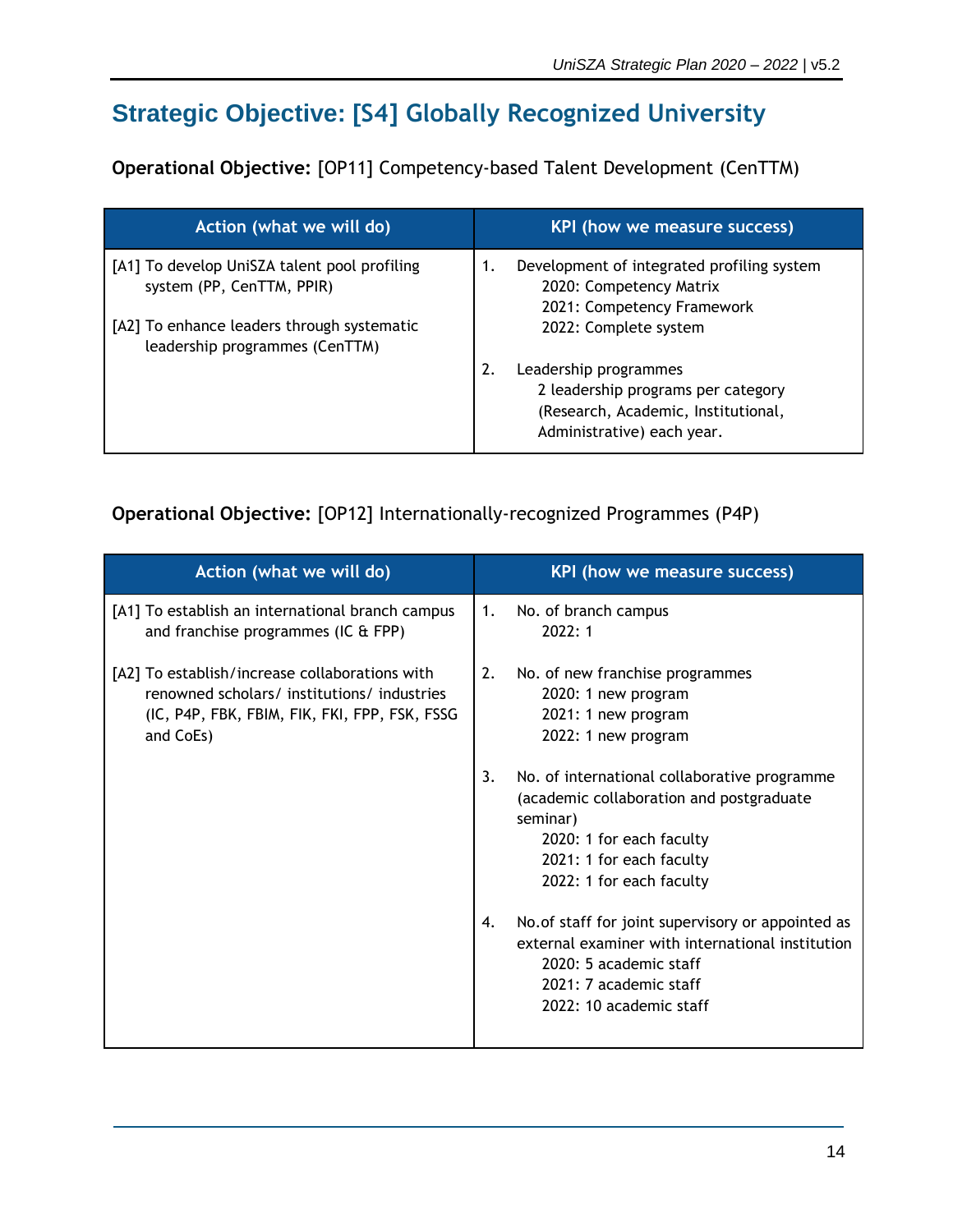## Strategic Objective: [S4] Globally Recognized University

**Operational Objective:** [OP11] Competency-based Talent Development (CenTTM)

| Action (what we will do) | KPI (how we measure success) |
|---|---|
| [A1] To develop UniSZA talent pool profiling system (PP, CenTTM, PPIR)<br><br>[A2] To enhance leaders through systematic leadership programmes (CenTTM) | 1. Development of integrated profiling system<br>2020: Competency Matrix<br>2021: Competency Framework<br>2022: Complete system<br><br>2. Leadership programmes<br>2 leadership programs per category (Research, Academic, Institutional, Administrative) each year. |

**Operational Objective:** [OP12] Internationally-recognized Programmes (P4P)

| Action (what we will do) | KPI (how we measure success) |
|---|---|
| [A1] To establish an international branch campus and franchise programmes (IC & FPP)<br><br>[A2] To establish/increase collaborations with renowned scholars/ institutions/ industries (IC, P4P, FBK, FBIM, FIK, FKI, FPP, FSK, FSSG and CoEs) | 1. No. of branch campus<br>2022: 1<br><br>2. No. of new franchise programmes<br>2020: 1 new program<br>2021: 1 new program<br>2022: 1 new program<br><br>3. No. of international collaborative programme (academic collaboration and postgraduate seminar)<br>2020: 1 for each faculty<br>2021: 1 for each faculty<br>2022: 1 for each faculty<br><br>4. No.of staff for joint supervisory or appointed as external examiner with international institution<br>2020: 5 academic staff<br>2021: 7 academic staff<br>2022: 10 academic staff |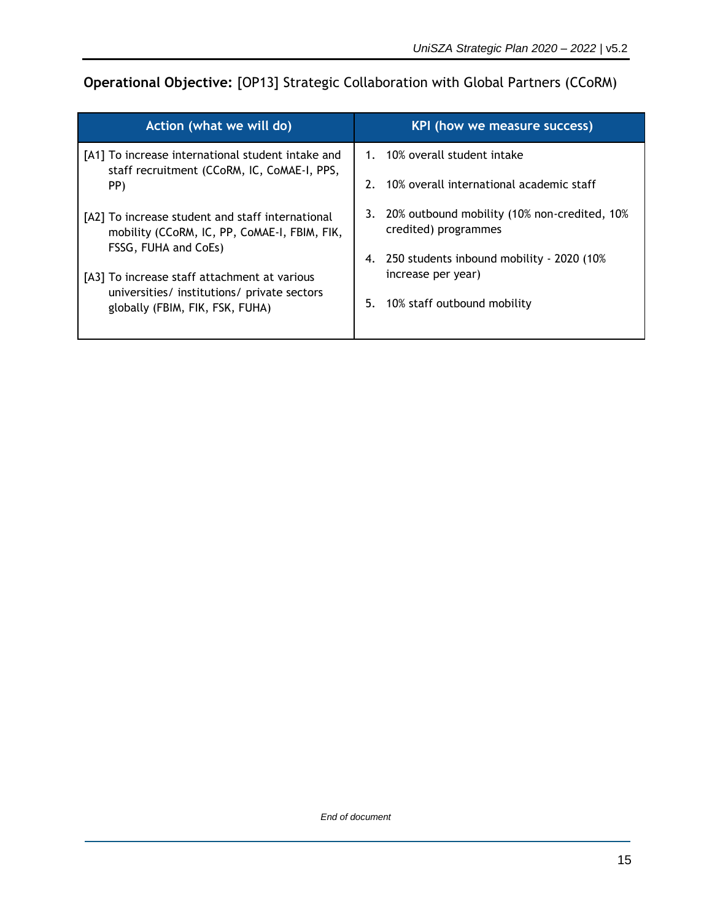**Operational Objective:** [OP13] Strategic Collaboration with Global Partners (CCoRM)

| Action (what we will do) | KPI (how we measure success) |
|---|---|
| [A1] To increase international student intake and staff recruitment (CCoRM, IC, CoMAE-I, PPS, PP)<br><br>[A2] To increase student and staff international mobility (CCoRM, IC, PP, CoMAE-I, FBIM, FIK, FSSG, FUHA and CoEs)<br><br>[A3] To increase staff attachment at various universities/ institutions/ private sectors globally (FBIM, FIK, FSK, FUHA) | 1. 10% overall student intake<br><br>2. 10% overall international academic staff<br><br>3. 20% outbound mobility (10% non-credited, 10% credited) programmes<br><br>4. 250 students inbound mobility - 2020 (10% increase per year)<br><br>5. 10% staff outbound mobility |

*End of document*